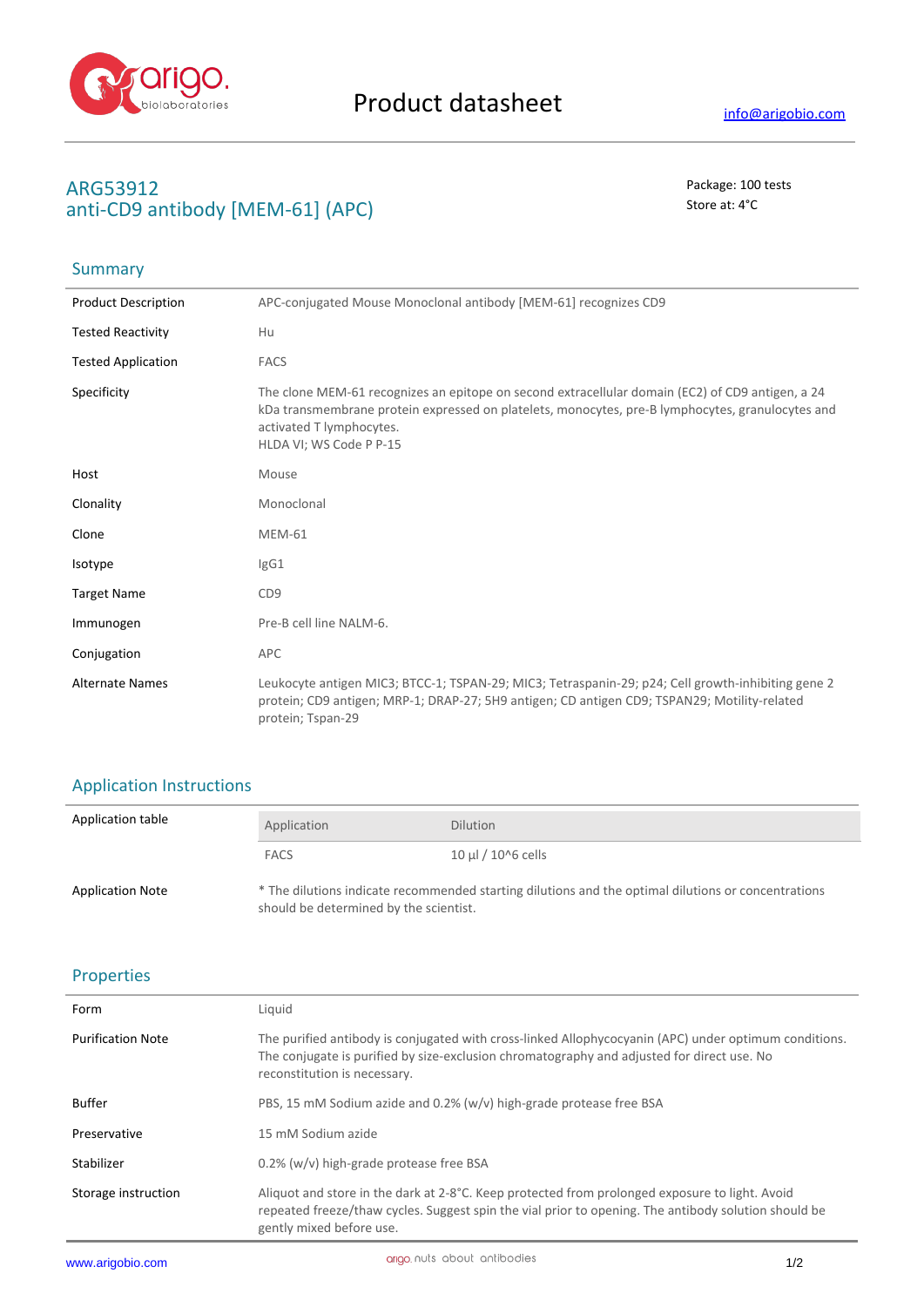# Product datasheet

info@arigobio.com

## ARG53912
## anti-CD9 antibody [MEM-61] (APC)

Package: 100 tests
Store at: 4°C

### Summary

| | |
|---|---|
| Product Description | APC-conjugated Mouse Monoclonal antibody [MEM-61] recognizes CD9 |
| Tested Reactivity | Hu |
| Tested Application | FACS |
| Specificity | The clone MEM-61 recognizes an epitope on second extracellular domain (EC2) of CD9 antigen, a 24 kDa transmembrane protein expressed on platelets, monocytes, pre-B lymphocytes, granulocytes and activated T lymphocytes.<br>HLDA VI; WS Code P P-15 |
| Host | Mouse |
| Clonality | Monoclonal |
| Clone | MEM-61 |
| Isotype | IgG1 |
| Target Name | CD9 |
| Immunogen | Pre-B cell line NALM-6. |
| Conjugation | APC |
| Alternate Names | Leukocyte antigen MIC3; BTCC-1; TSPAN-29; MIC3; Tetraspanin-29; p24; Cell growth-inhibiting gene 2 protein; CD9 antigen; MRP-1; DRAP-27; 5H9 antigen; CD antigen CD9; TSPAN29; Motility-related protein; Tspan-29 |

### Application Instructions

Application table

| Application | Dilution |
|---|---|
| FACS | 10 µl / 10^6 cells |

Application Note: * The dilutions indicate recommended starting dilutions and the optimal dilutions or concentrations should be determined by the scientist.

### Properties

| | |
|---|---|
| Form | Liquid |
| Purification Note | The purified antibody is conjugated with cross-linked Allophycocyanin (APC) under optimum conditions. The conjugate is purified by size-exclusion chromatography and adjusted for direct use. No reconstitution is necessary. |
| Buffer | PBS, 15 mM Sodium azide and 0.2% (w/v) high-grade protease free BSA |
| Preservative | 15 mM Sodium azide |
| Stabilizer | 0.2% (w/v) high-grade protease free BSA |
| Storage instruction | Aliquot and store in the dark at 2-8°C. Keep protected from prolonged exposure to light. Avoid repeated freeze/thaw cycles. Suggest spin the vial prior to opening. The antibody solution should be gently mixed before use. |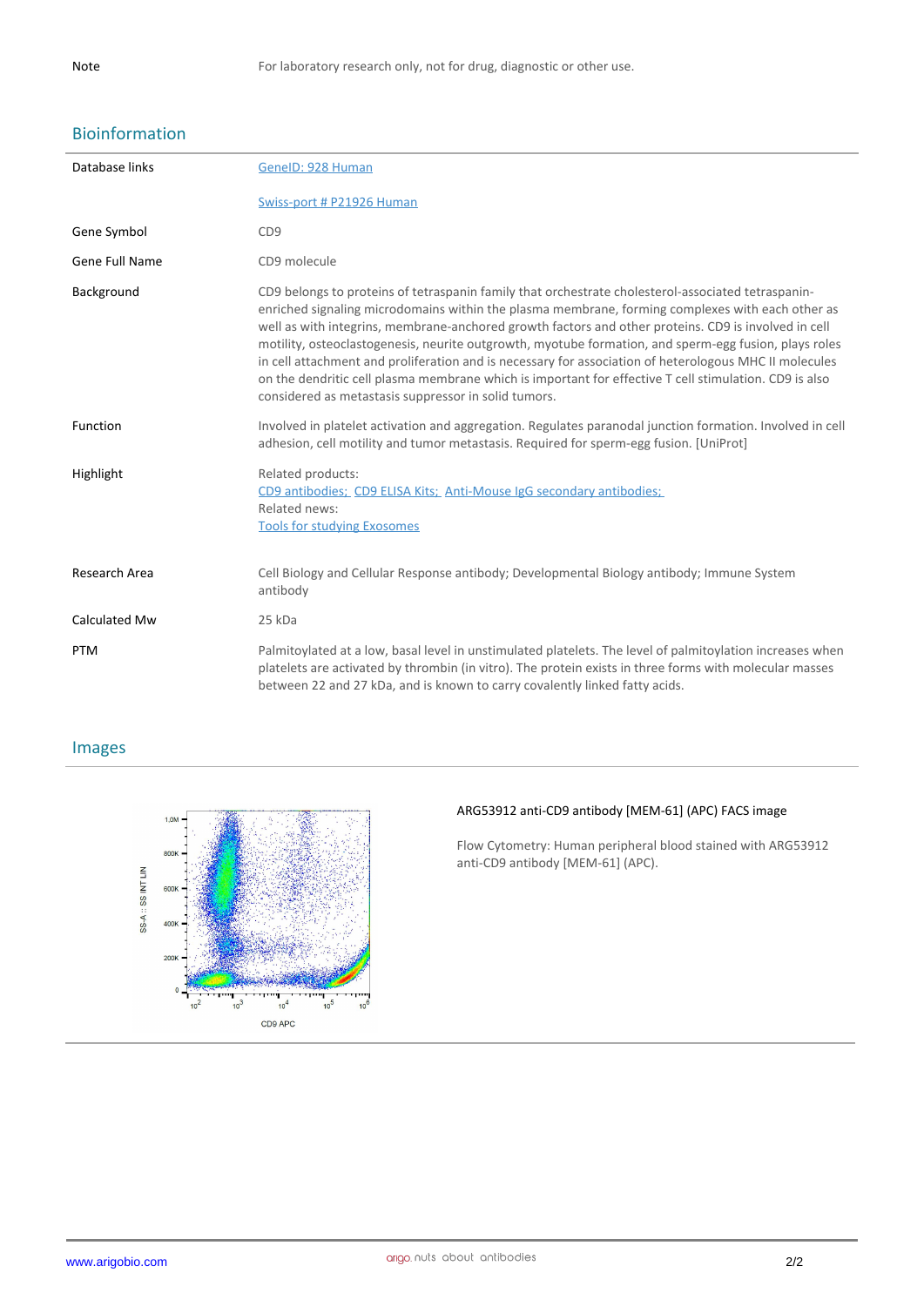| | |
|---|---|
| Note | For laboratory research only, not for drug, diagnostic or other use. |

## Bioinformation

| | |
|---|---|
| Database links | GeneID: 928 Human<br><br>Swiss-port # P21926 Human |
| Gene Symbol | CD9 |
| Gene Full Name | CD9 molecule |
| Background | CD9 belongs to proteins of tetraspanin family that orchestrate cholesterol-associated tetraspanin-enriched signaling microdomains within the plasma membrane, forming complexes with each other as well as with integrins, membrane-anchored growth factors and other proteins. CD9 is involved in cell motility, osteoclastogenesis, neurite outgrowth, myotube formation, and sperm-egg fusion, plays roles in cell attachment and proliferation and is necessary for association of heterologous MHC II molecules on the dendritic cell plasma membrane which is important for effective T cell stimulation. CD9 is also considered as metastasis suppressor in solid tumors. |
| Function | Involved in platelet activation and aggregation. Regulates paranodal junction formation. Involved in cell adhesion, cell motility and tumor metastasis. Required for sperm-egg fusion. [UniProt] |
| Highlight | Related products:<br>CD9 antibodies; CD9 ELISA Kits; Anti-Mouse IgG secondary antibodies;<br>Related news:<br>Tools for studying Exosomes |
| Research Area | Cell Biology and Cellular Response antibody; Developmental Biology antibody; Immune System antibody |
| Calculated Mw | 25 kDa |
| PTM | Palmitoylated at a low, basal level in unstimulated platelets. The level of palmitoylation increases when platelets are activated by thrombin (in vitro). The protein exists in three forms with molecular masses between 22 and 27 kDa, and is known to carry covalently linked fatty acids. |

## Images

SS-A :: SS INT LIN
1.0M
800K
600K
400K
200K
0
$10^2$ $10^3$ $10^4$ $10^5$ $10^6$
CD9 APC

**ARG53912 anti-CD9 antibody [MEM-61] (APC) FACS image**

Flow Cytometry: Human peripheral blood stained with ARG53912 anti-CD9 antibody [MEM-61] (APC).